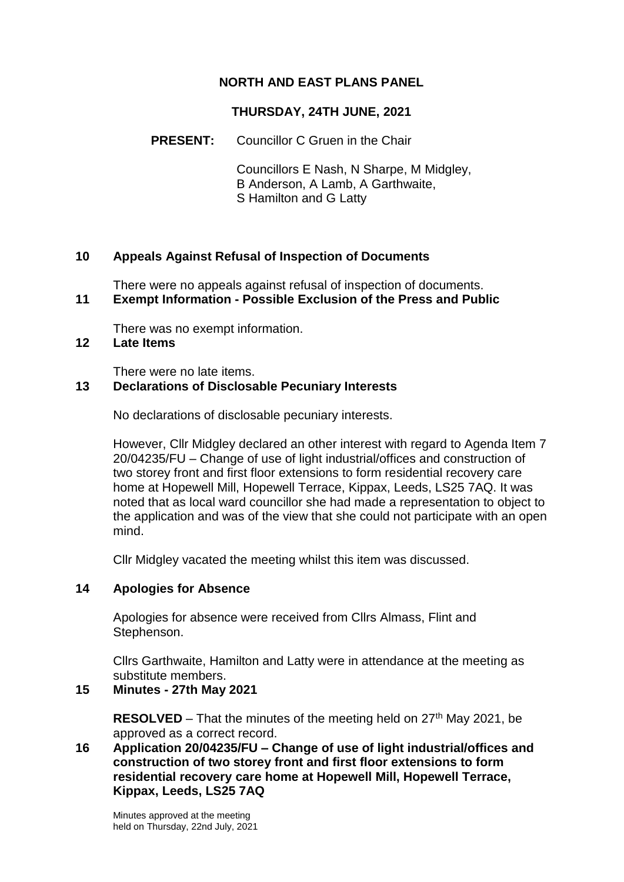# NORTH AND EAST PLANS PANEL

## THURSDAY, 24TH JUNE, 2021

**PRESENT:** Councillor C Gruen in the Chair

Councillors E Nash, N Sharpe, M Midgley, B Anderson, A Lamb, A Garthwaite, S Hamilton and G Latty

**10 Appeals Against Refusal of Inspection of Documents**

There were no appeals against refusal of inspection of documents.

**11 Exempt Information - Possible Exclusion of the Press and Public**

There was no exempt information.

**12 Late Items**

There were no late items.

**13 Declarations of Disclosable Pecuniary Interests**

No declarations of disclosable pecuniary interests.

However, Cllr Midgley declared an other interest with regard to Agenda Item 7 20/04235/FU – Change of use of light industrial/offices and construction of two storey front and first floor extensions to form residential recovery care home at Hopewell Mill, Hopewell Terrace, Kippax, Leeds, LS25 7AQ. It was noted that as local ward councillor she had made a representation to object to the application and was of the view that she could not participate with an open mind.

Cllr Midgley vacated the meeting whilst this item was discussed.

**14 Apologies for Absence**

Apologies for absence were received from Cllrs Almass, Flint and Stephenson.

Cllrs Garthwaite, Hamilton and Latty were in attendance at the meeting as substitute members.

**15 Minutes - 27th May 2021**

**RESOLVED** – That the minutes of the meeting held on 27th May 2021, be approved as a correct record.

**16 Application 20/04235/FU – Change of use of light industrial/offices and construction of two storey front and first floor extensions to form residential recovery care home at Hopewell Mill, Hopewell Terrace, Kippax, Leeds, LS25 7AQ**

Minutes approved at the meeting held on Thursday, 22nd July, 2021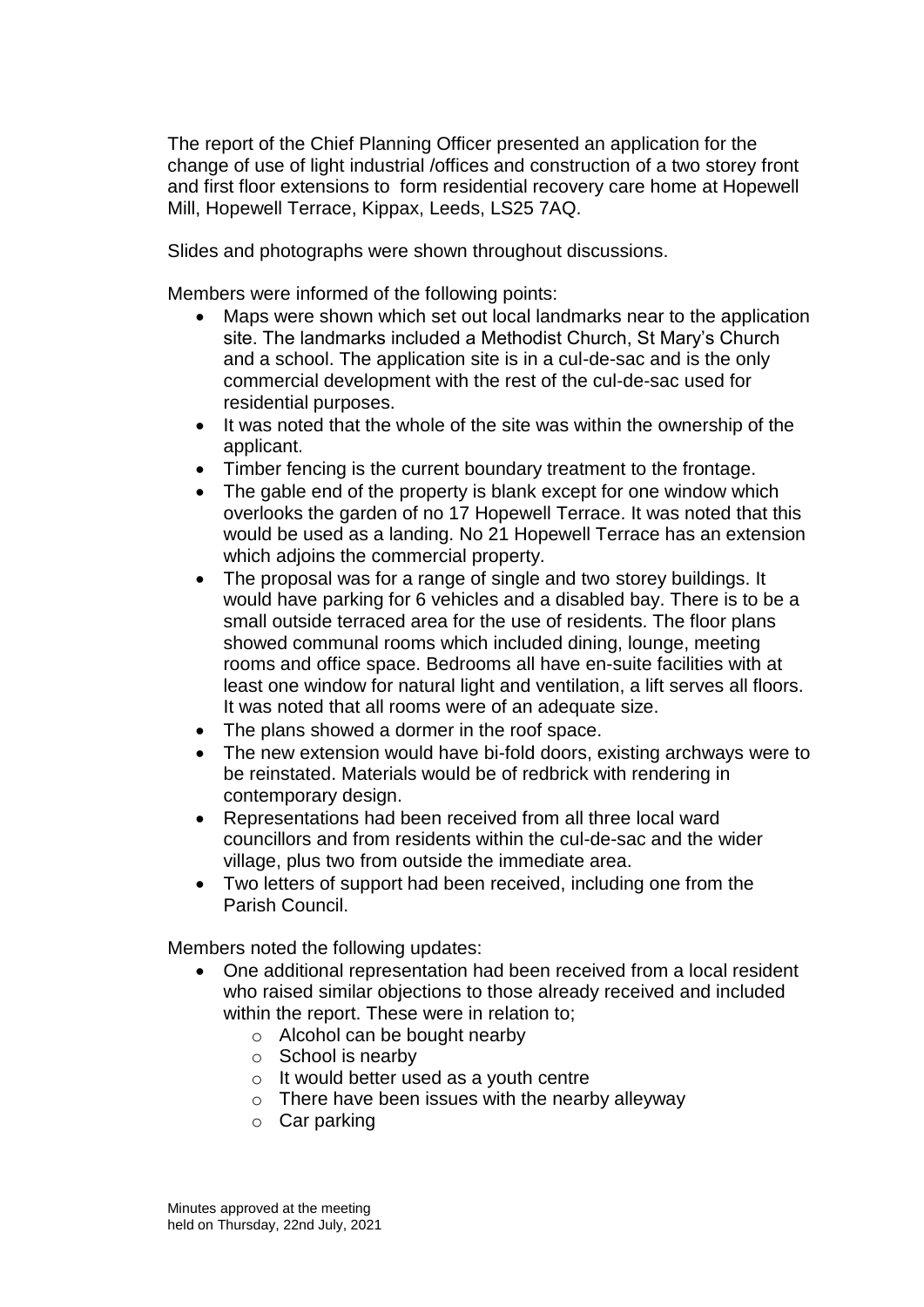The report of the Chief Planning Officer presented an application for the change of use of light industrial /offices and construction of a two storey front and first floor extensions to form residential recovery care home at Hopewell Mill, Hopewell Terrace, Kippax, Leeds, LS25 7AQ.

Slides and photographs were shown throughout discussions.

Members were informed of the following points:

- Maps were shown which set out local landmarks near to the application site. The landmarks included a Methodist Church, St Mary's Church and a school. The application site is in a cul-de-sac and is the only commercial development with the rest of the cul-de-sac used for residential purposes.
- It was noted that the whole of the site was within the ownership of the applicant.
- Timber fencing is the current boundary treatment to the frontage.
- The gable end of the property is blank except for one window which overlooks the garden of no 17 Hopewell Terrace. It was noted that this would be used as a landing. No 21 Hopewell Terrace has an extension which adjoins the commercial property.
- The proposal was for a range of single and two storey buildings. It would have parking for 6 vehicles and a disabled bay. There is to be a small outside terraced area for the use of residents. The floor plans showed communal rooms which included dining, lounge, meeting rooms and office space. Bedrooms all have en-suite facilities with at least one window for natural light and ventilation, a lift serves all floors. It was noted that all rooms were of an adequate size.
- The plans showed a dormer in the roof space.
- The new extension would have bi-fold doors, existing archways were to be reinstated. Materials would be of redbrick with rendering in contemporary design.
- Representations had been received from all three local ward councillors and from residents within the cul-de-sac and the wider village, plus two from outside the immediate area.
- Two letters of support had been received, including one from the Parish Council.

Members noted the following updates:

- One additional representation had been received from a local resident who raised similar objections to those already received and included within the report. These were in relation to;
  - Alcohol can be bought nearby
  - School is nearby
  - It would better used as a youth centre
  - There have been issues with the nearby alleyway
  - Car parking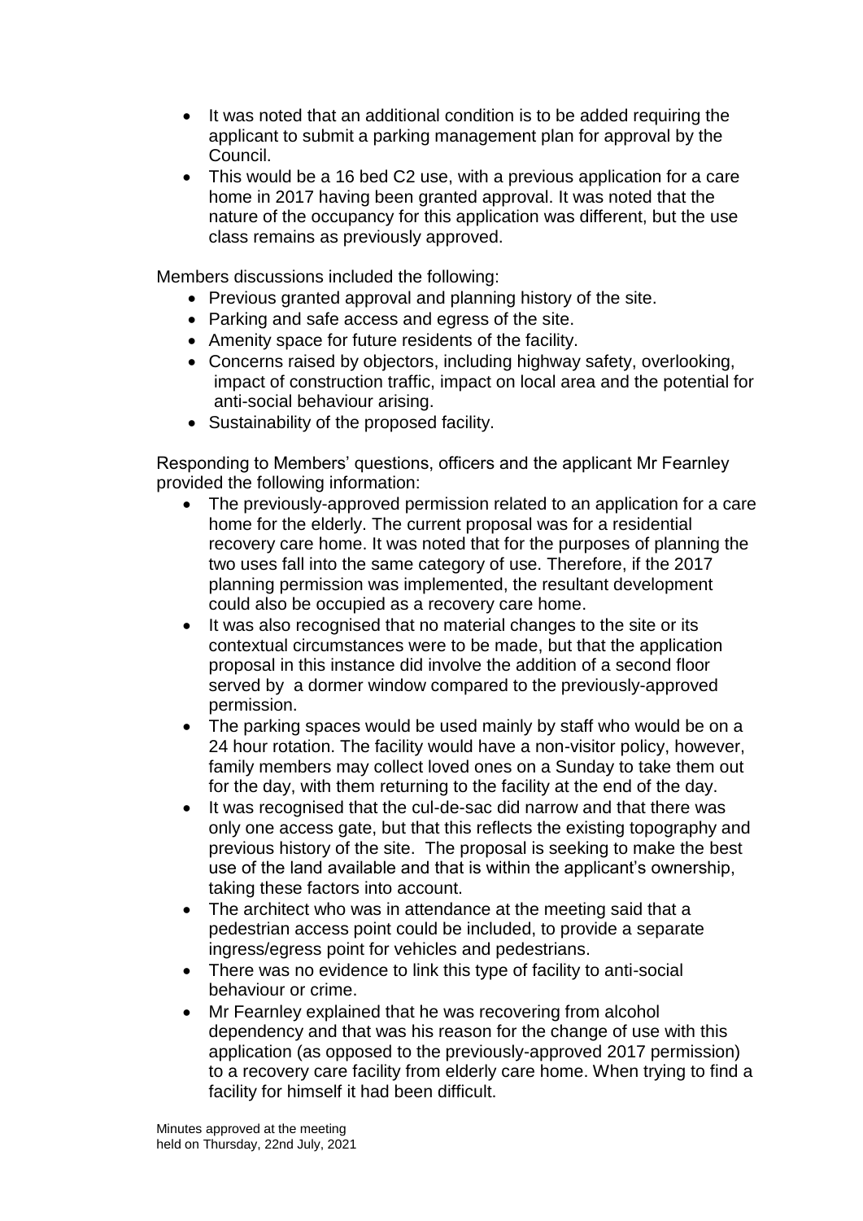- It was noted that an additional condition is to be added requiring the applicant to submit a parking management plan for approval by the Council.
- This would be a 16 bed C2 use, with a previous application for a care home in 2017 having been granted approval. It was noted that the nature of the occupancy for this application was different, but the use class remains as previously approved.

Members discussions included the following:

- Previous granted approval and planning history of the site.
- Parking and safe access and egress of the site.
- Amenity space for future residents of the facility.
- Concerns raised by objectors, including highway safety, overlooking, impact of construction traffic, impact on local area and the potential for anti-social behaviour arising.
- Sustainability of the proposed facility.

Responding to Members' questions, officers and the applicant Mr Fearnley provided the following information:

- The previously-approved permission related to an application for a care home for the elderly. The current proposal was for a residential recovery care home. It was noted that for the purposes of planning the two uses fall into the same category of use. Therefore, if the 2017 planning permission was implemented, the resultant development could also be occupied as a recovery care home.
- It was also recognised that no material changes to the site or its contextual circumstances were to be made, but that the application proposal in this instance did involve the addition of a second floor served by a dormer window compared to the previously-approved permission.
- The parking spaces would be used mainly by staff who would be on a 24 hour rotation. The facility would have a non-visitor policy, however, family members may collect loved ones on a Sunday to take them out for the day, with them returning to the facility at the end of the day.
- It was recognised that the cul-de-sac did narrow and that there was only one access gate, but that this reflects the existing topography and previous history of the site. The proposal is seeking to make the best use of the land available and that is within the applicant's ownership, taking these factors into account.
- The architect who was in attendance at the meeting said that a pedestrian access point could be included, to provide a separate ingress/egress point for vehicles and pedestrians.
- There was no evidence to link this type of facility to anti-social behaviour or crime.
- Mr Fearnley explained that he was recovering from alcohol dependency and that was his reason for the change of use with this application (as opposed to the previously-approved 2017 permission) to a recovery care facility from elderly care home. When trying to find a facility for himself it had been difficult.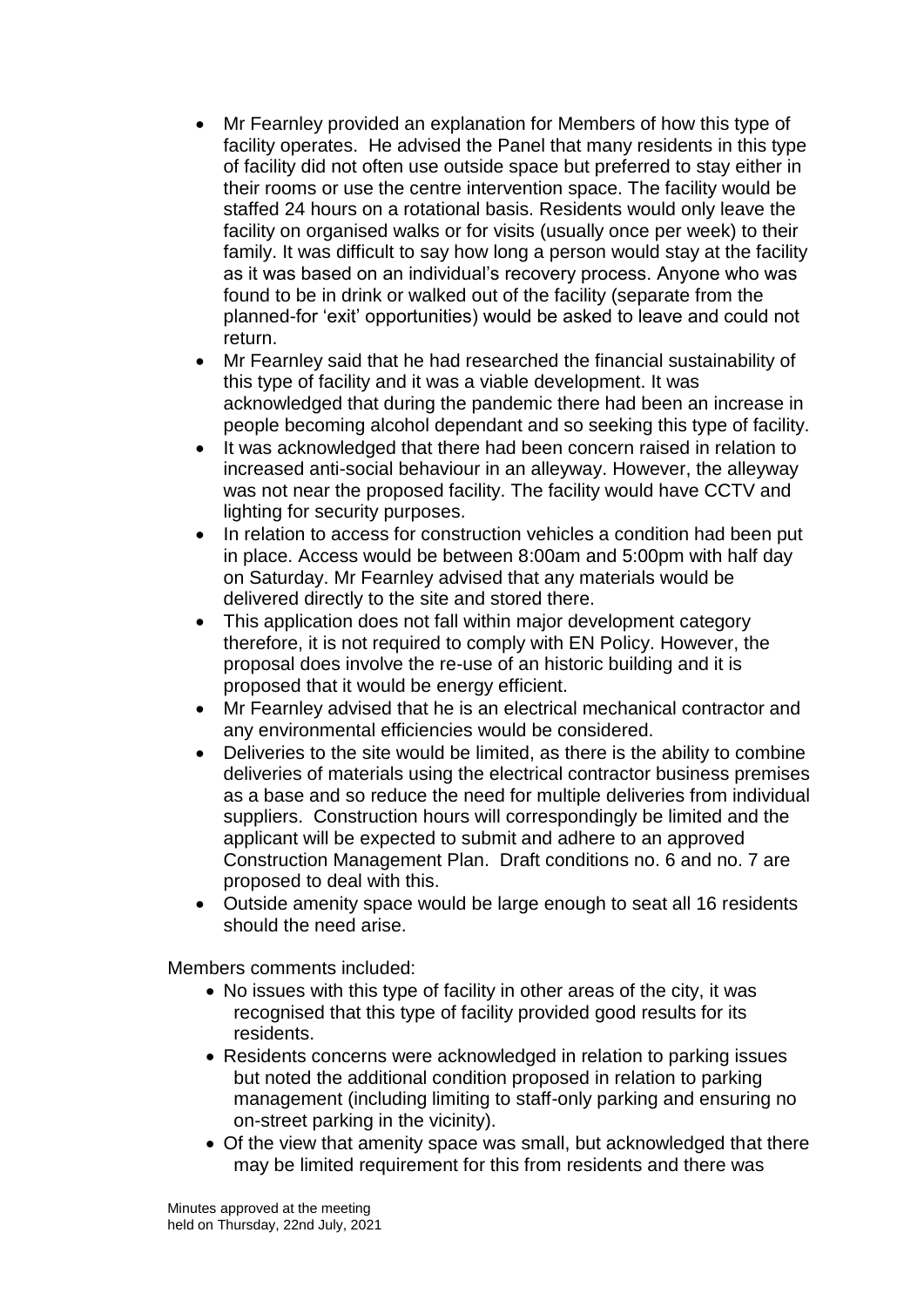- Mr Fearnley provided an explanation for Members of how this type of facility operates. He advised the Panel that many residents in this type of facility did not often use outside space but preferred to stay either in their rooms or use the centre intervention space. The facility would be staffed 24 hours on a rotational basis. Residents would only leave the facility on organised walks or for visits (usually once per week) to their family. It was difficult to say how long a person would stay at the facility as it was based on an individual's recovery process. Anyone who was found to be in drink or walked out of the facility (separate from the planned-for 'exit' opportunities) would be asked to leave and could not return.
- Mr Fearnley said that he had researched the financial sustainability of this type of facility and it was a viable development. It was acknowledged that during the pandemic there had been an increase in people becoming alcohol dependant and so seeking this type of facility.
- It was acknowledged that there had been concern raised in relation to increased anti-social behaviour in an alleyway. However, the alleyway was not near the proposed facility. The facility would have CCTV and lighting for security purposes.
- In relation to access for construction vehicles a condition had been put in place. Access would be between 8:00am and 5:00pm with half day on Saturday. Mr Fearnley advised that any materials would be delivered directly to the site and stored there.
- This application does not fall within major development category therefore, it is not required to comply with EN Policy. However, the proposal does involve the re-use of an historic building and it is proposed that it would be energy efficient.
- Mr Fearnley advised that he is an electrical mechanical contractor and any environmental efficiencies would be considered.
- Deliveries to the site would be limited, as there is the ability to combine deliveries of materials using the electrical contractor business premises as a base and so reduce the need for multiple deliveries from individual suppliers. Construction hours will correspondingly be limited and the applicant will be expected to submit and adhere to an approved Construction Management Plan. Draft conditions no. 6 and no. 7 are proposed to deal with this.
- Outside amenity space would be large enough to seat all 16 residents should the need arise.

Members comments included:

- No issues with this type of facility in other areas of the city, it was recognised that this type of facility provided good results for its residents.
- Residents concerns were acknowledged in relation to parking issues but noted the additional condition proposed in relation to parking management (including limiting to staff-only parking and ensuring no on-street parking in the vicinity).
- Of the view that amenity space was small, but acknowledged that there may be limited requirement for this from residents and there was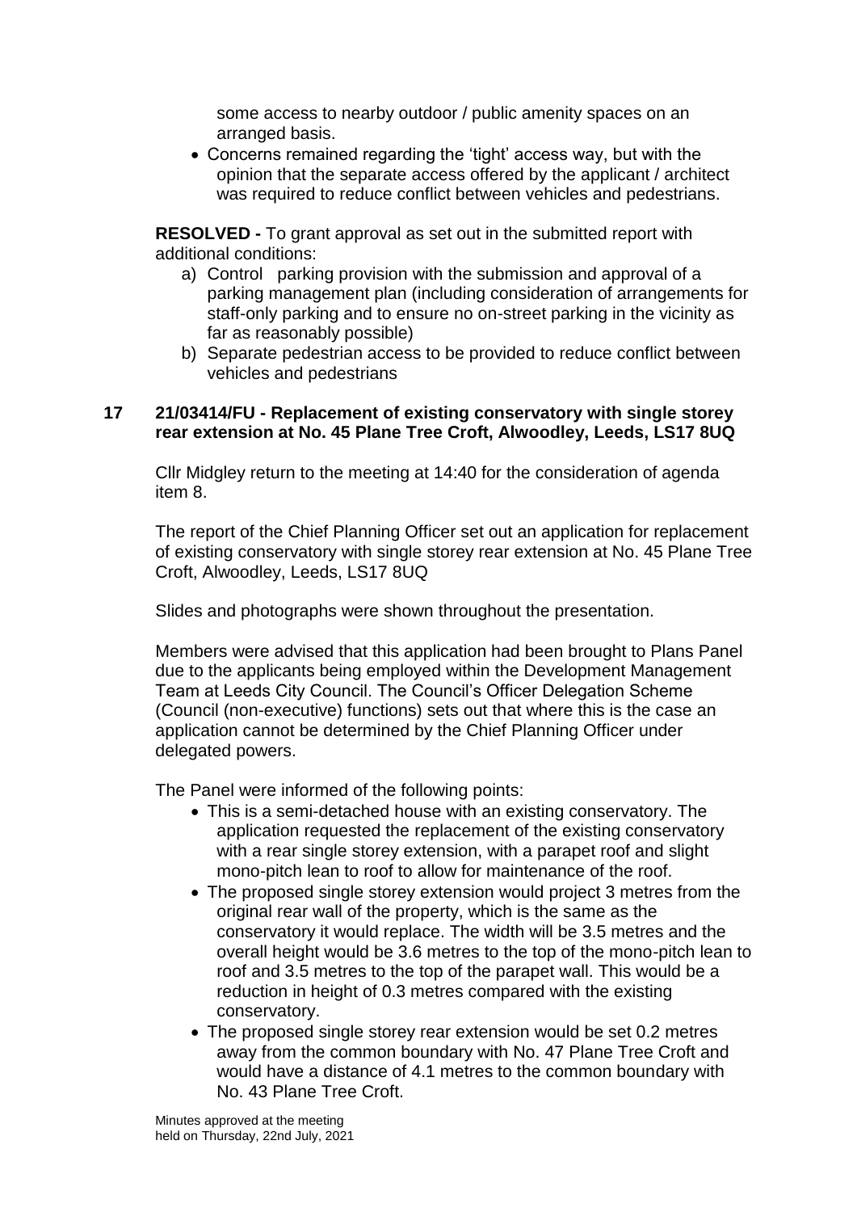some access to nearby outdoor / public amenity spaces on an arranged basis.

- Concerns remained regarding the 'tight' access way, but with the opinion that the separate access offered by the applicant / architect was required to reduce conflict between vehicles and pedestrians.

**RESOLVED -** To grant approval as set out in the submitted report with additional conditions:

a) Control parking provision with the submission and approval of a parking management plan (including consideration of arrangements for staff-only parking and to ensure no on-street parking in the vicinity as far as reasonably possible)

b) Separate pedestrian access to be provided to reduce conflict between vehicles and pedestrians

**17 21/03414/FU - Replacement of existing conservatory with single storey rear extension at No. 45 Plane Tree Croft, Alwoodley, Leeds, LS17 8UQ**

Cllr Midgley return to the meeting at 14:40 for the consideration of agenda item 8.

The report of the Chief Planning Officer set out an application for replacement of existing conservatory with single storey rear extension at No. 45 Plane Tree Croft, Alwoodley, Leeds, LS17 8UQ

Slides and photographs were shown throughout the presentation.

Members were advised that this application had been brought to Plans Panel due to the applicants being employed within the Development Management Team at Leeds City Council. The Council's Officer Delegation Scheme (Council (non-executive) functions) sets out that where this is the case an application cannot be determined by the Chief Planning Officer under delegated powers.

The Panel were informed of the following points:

- This is a semi-detached house with an existing conservatory. The application requested the replacement of the existing conservatory with a rear single storey extension, with a parapet roof and slight mono-pitch lean to roof to allow for maintenance of the roof.
- The proposed single storey extension would project 3 metres from the original rear wall of the property, which is the same as the conservatory it would replace. The width will be 3.5 metres and the overall height would be 3.6 metres to the top of the mono-pitch lean to roof and 3.5 metres to the top of the parapet wall. This would be a reduction in height of 0.3 metres compared with the existing conservatory.
- The proposed single storey rear extension would be set 0.2 metres away from the common boundary with No. 47 Plane Tree Croft and would have a distance of 4.1 metres to the common boundary with No. 43 Plane Tree Croft.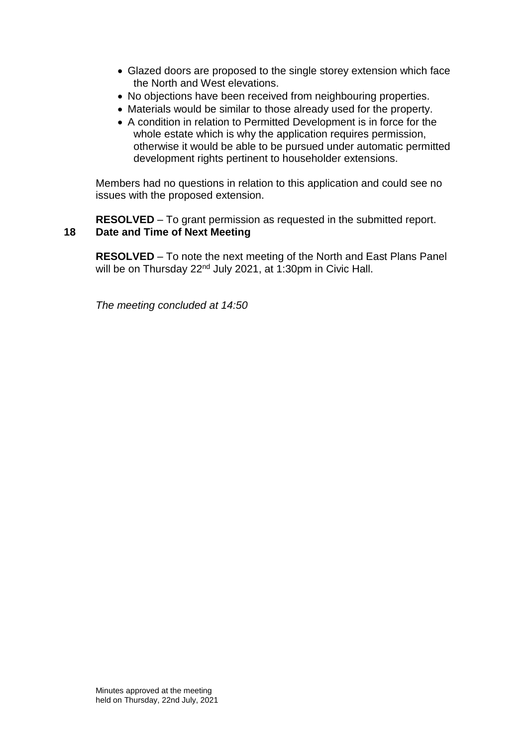- Glazed doors are proposed to the single storey extension which face the North and West elevations.
- No objections have been received from neighbouring properties.
- Materials would be similar to those already used for the property.
- A condition in relation to Permitted Development is in force for the whole estate which is why the application requires permission, otherwise it would be able to be pursued under automatic permitted development rights pertinent to householder extensions.

Members had no questions in relation to this application and could see no issues with the proposed extension.

**RESOLVED** – To grant permission as requested in the submitted report.

## 18 Date and Time of Next Meeting

**RESOLVED** – To note the next meeting of the North and East Plans Panel will be on Thursday 22nd July 2021, at 1:30pm in Civic Hall.

*The meeting concluded at 14:50*

Minutes approved at the meeting held on Thursday, 22nd July, 2021